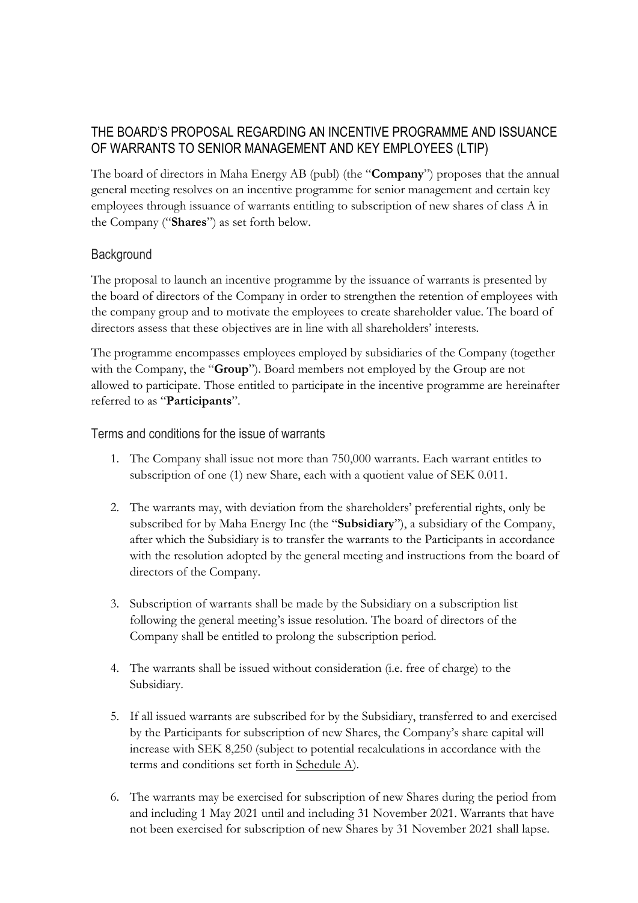## THE BOARD'S PROPOSAL REGARDING AN INCENTIVE PROGRAMME AND ISSUANCE OF WARRANTS TO SENIOR MANAGEMENT AND KEY EMPLOYEES (LTIP)

The board of directors in Maha Energy AB (publ) (the "**Company**") proposes that the annual general meeting resolves on an incentive programme for senior management and certain key employees through issuance of warrants entitling to subscription of new shares of class A in the Company ("**Shares**") as set forth below.

### Background

The proposal to launch an incentive programme by the issuance of warrants is presented by the board of directors of the Company in order to strengthen the retention of employees with the company group and to motivate the employees to create shareholder value. The board of directors assess that these objectives are in line with all shareholders' interests.

The programme encompasses employees employed by subsidiaries of the Company (together with the Company, the "**Group**"). Board members not employed by the Group are not allowed to participate. Those entitled to participate in the incentive programme are hereinafter referred to as "**Participants**".

### Terms and conditions for the issue of warrants

1. The Company shall issue not more than 750,000 warrants. Each warrant entitles to subscription of one (1) new Share, each with a quotient value of SEK 0.011.

2. The warrants may, with deviation from the shareholders' preferential rights, only be subscribed for by Maha Energy Inc (the "**Subsidiary**"), a subsidiary of the Company, after which the Subsidiary is to transfer the warrants to the Participants in accordance with the resolution adopted by the general meeting and instructions from the board of directors of the Company.

3. Subscription of warrants shall be made by the Subsidiary on a subscription list following the general meeting's issue resolution. The board of directors of the Company shall be entitled to prolong the subscription period.

4. The warrants shall be issued without consideration (i.e. free of charge) to the Subsidiary.

5. If all issued warrants are subscribed for by the Subsidiary, transferred to and exercised by the Participants for subscription of new Shares, the Company's share capital will increase with SEK 8,250 (subject to potential recalculations in accordance with the terms and conditions set forth in Schedule A).

6. The warrants may be exercised for subscription of new Shares during the period from and including 1 May 2021 until and including 31 November 2021. Warrants that have not been exercised for subscription of new Shares by 31 November 2021 shall lapse.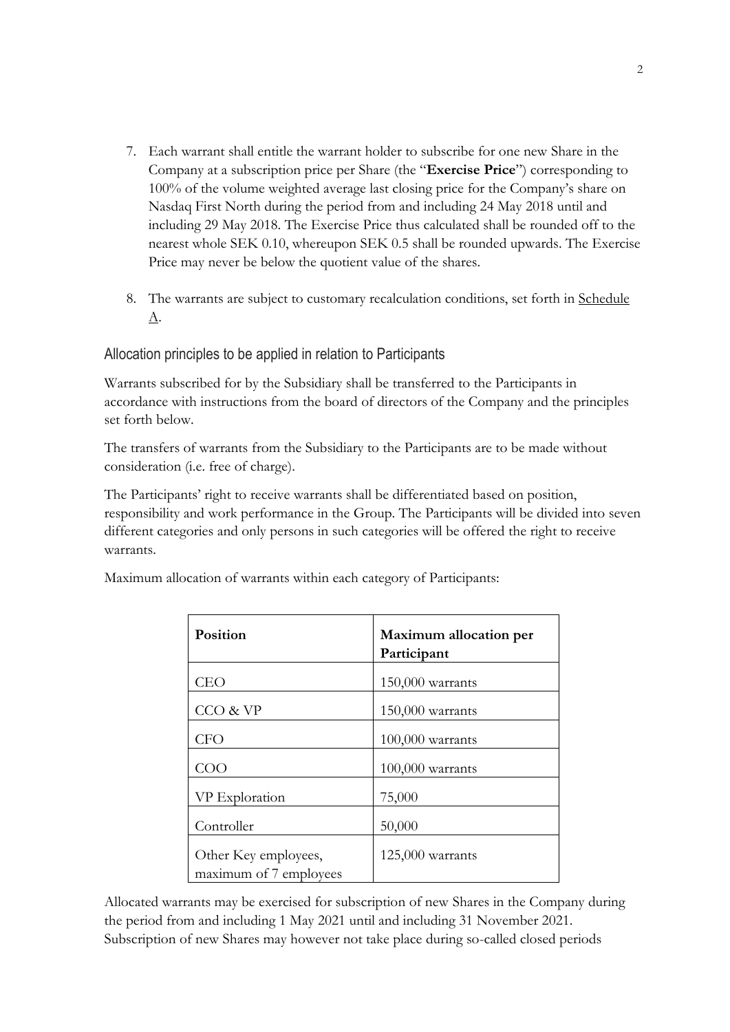7. Each warrant shall entitle the warrant holder to subscribe for one new Share in the Company at a subscription price per Share (the "**Exercise Price**") corresponding to 100% of the volume weighted average last closing price for the Company's share on Nasdaq First North during the period from and including 24 May 2018 until and including 29 May 2018. The Exercise Price thus calculated shall be rounded off to the nearest whole SEK 0.10, whereupon SEK 0.5 shall be rounded upwards. The Exercise Price may never be below the quotient value of the shares.

8. The warrants are subject to customary recalculation conditions, set forth in Schedule A.

## Allocation principles to be applied in relation to Participants

Warrants subscribed for by the Subsidiary shall be transferred to the Participants in accordance with instructions from the board of directors of the Company and the principles set forth below.

The transfers of warrants from the Subsidiary to the Participants are to be made without consideration (i.e. free of charge).

The Participants' right to receive warrants shall be differentiated based on position, responsibility and work performance in the Group. The Participants will be divided into seven different categories and only persons in such categories will be offered the right to receive warrants.

Maximum allocation of warrants within each category of Participants:

| **Position** | **Maximum allocation per Participant** |
|---|---|
| CEO | 150,000 warrants |
| CCO & VP | 150,000 warrants |
| CFO | 100,000 warrants |
| COO | 100,000 warrants |
| VP Exploration | 75,000 |
| Controller | 50,000 |
| Other Key employees, maximum of 7 employees | 125,000 warrants |

Allocated warrants may be exercised for subscription of new Shares in the Company during the period from and including 1 May 2021 until and including 31 November 2021. Subscription of new Shares may however not take place during so-called closed periods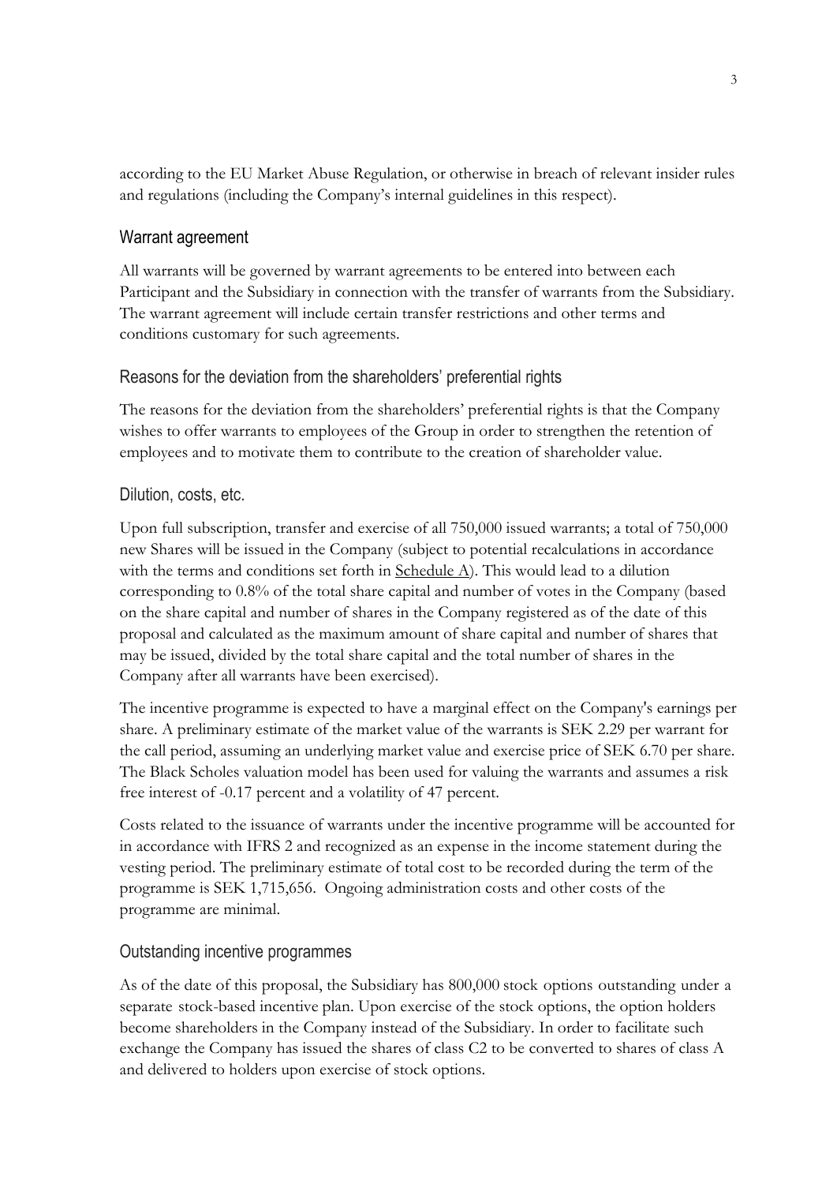according to the EU Market Abuse Regulation, or otherwise in breach of relevant insider rules and regulations (including the Company's internal guidelines in this respect).

## Warrant agreement

All warrants will be governed by warrant agreements to be entered into between each Participant and the Subsidiary in connection with the transfer of warrants from the Subsidiary. The warrant agreement will include certain transfer restrictions and other terms and conditions customary for such agreements.

## Reasons for the deviation from the shareholders' preferential rights

The reasons for the deviation from the shareholders' preferential rights is that the Company wishes to offer warrants to employees of the Group in order to strengthen the retention of employees and to motivate them to contribute to the creation of shareholder value.

## Dilution, costs, etc.

Upon full subscription, transfer and exercise of all 750,000 issued warrants; a total of 750,000 new Shares will be issued in the Company (subject to potential recalculations in accordance with the terms and conditions set forth in Schedule A). This would lead to a dilution corresponding to 0.8% of the total share capital and number of votes in the Company (based on the share capital and number of shares in the Company registered as of the date of this proposal and calculated as the maximum amount of share capital and number of shares that may be issued, divided by the total share capital and the total number of shares in the Company after all warrants have been exercised).

The incentive programme is expected to have a marginal effect on the Company's earnings per share. A preliminary estimate of the market value of the warrants is SEK 2.29 per warrant for the call period, assuming an underlying market value and exercise price of SEK 6.70 per share. The Black Scholes valuation model has been used for valuing the warrants and assumes a risk free interest of -0.17 percent and a volatility of 47 percent.

Costs related to the issuance of warrants under the incentive programme will be accounted for in accordance with IFRS 2 and recognized as an expense in the income statement during the vesting period. The preliminary estimate of total cost to be recorded during the term of the programme is SEK 1,715,656. Ongoing administration costs and other costs of the programme are minimal.

## Outstanding incentive programmes

As of the date of this proposal, the Subsidiary has 800,000 stock options outstanding under a separate stock-based incentive plan. Upon exercise of the stock options, the option holders become shareholders in the Company instead of the Subsidiary. In order to facilitate such exchange the Company has issued the shares of class C2 to be converted to shares of class A and delivered to holders upon exercise of stock options.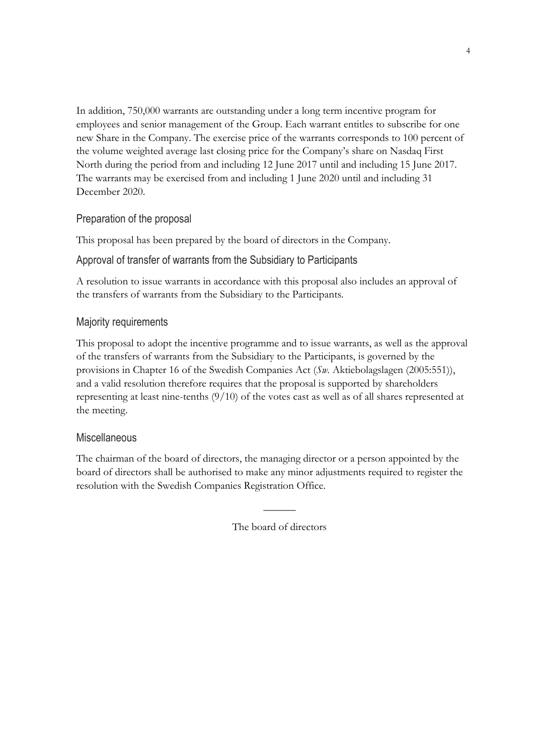In addition, 750,000 warrants are outstanding under a long term incentive program for employees and senior management of the Group. Each warrant entitles to subscribe for one new Share in the Company. The exercise price of the warrants corresponds to 100 percent of the volume weighted average last closing price for the Company's share on Nasdaq First North during the period from and including 12 June 2017 until and including 15 June 2017. The warrants may be exercised from and including 1 June 2020 until and including 31 December 2020.

## Preparation of the proposal

This proposal has been prepared by the board of directors in the Company.

## Approval of transfer of warrants from the Subsidiary to Participants

A resolution to issue warrants in accordance with this proposal also includes an approval of the transfers of warrants from the Subsidiary to the Participants.

## Majority requirements

This proposal to adopt the incentive programme and to issue warrants, as well as the approval of the transfers of warrants from the Subsidiary to the Participants, is governed by the provisions in Chapter 16 of the Swedish Companies Act (*Sw.* Aktiebolagslagen (2005:551)), and a valid resolution therefore requires that the proposal is supported by shareholders representing at least nine-tenths (9/10) of the votes cast as well as of all shares represented at the meeting.

## Miscellaneous

The chairman of the board of directors, the managing director or a person appointed by the board of directors shall be authorised to make any minor adjustments required to register the resolution with the Swedish Companies Registration Office.

______

The board of directors